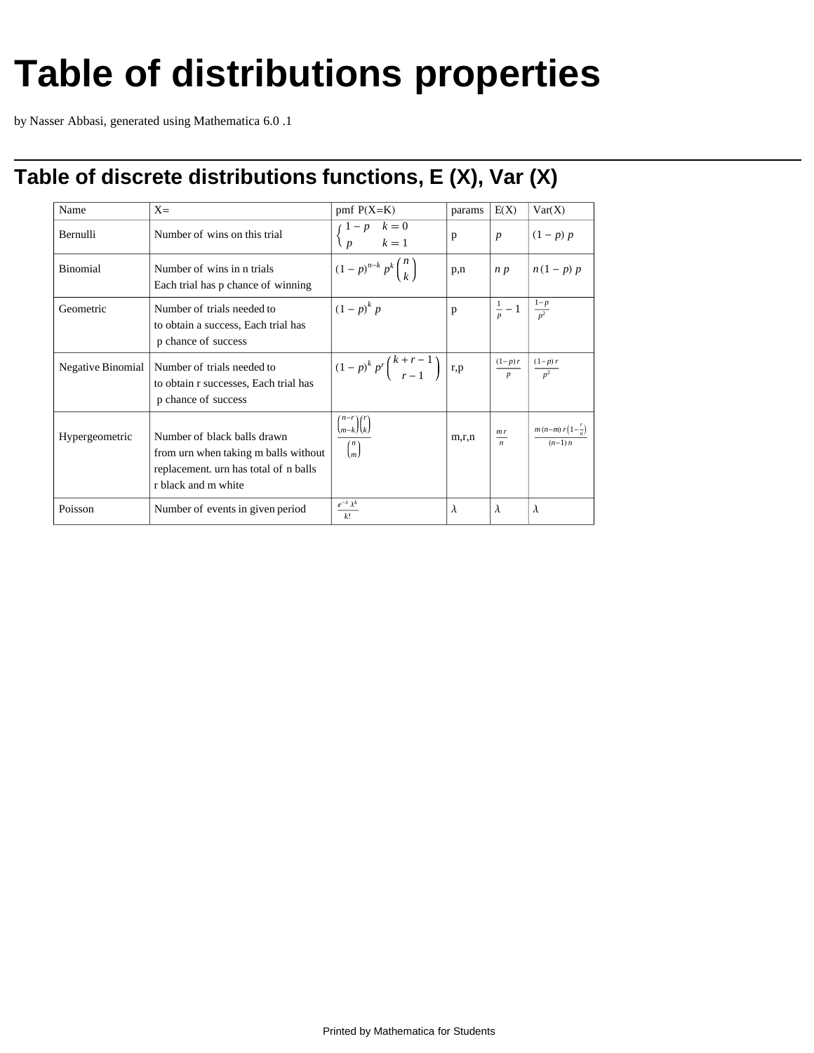# Table of distributions properties

by Nasser Abbasi, generated using Mathematica 6.0 .1

## Table of discrete distributions functions, E (X), Var (X)

| Name | X= | pmf P(X=K) | params | E(X) | Var(X) |
|---|---|---|---|---|---|
| Bernulli | Number of wins on this trial | $\begin{cases} 1-p & k=0 \\ p & k=1 \end{cases}$ | p | $p$ | $(1-p)\,p$ |
| Binomial | Number of wins in n trials<br>Each trial has p chance of winning | $(1-p)^{n-k}\,p^k \binom{n}{k}$ | p,n | $n\,p$ | $n\,(1-p)\,p$ |
| Geometric | Number of trials needed to<br>to obtain a success, Each trial has<br>p chance of success | $(1-p)^k\,p$ | p | $\frac{1}{p}-1$ | $\frac{1-p}{p^2}$ |
| Negative Binomial | Number of trials needed to<br>to obtain r successes, Each trial has<br>p chance of success | $(1-p)^k\,p^r \binom{k+r-1}{r-1}$ | r,p | $\frac{(1-p)\,r}{p}$ | $\frac{(1-p)\,r}{p^2}$ |
| Hypergeometric | Number of black balls drawn<br>from urn when taking m balls without<br>replacement. urn has total of n balls<br>r black and m white | $\frac{\binom{n-r}{m-k}\binom{r}{k}}{\binom{n}{m}}$ | m,r,n | $\frac{m\,r}{n}$ | $\frac{m\,(n-m)\,r\left(1-\frac{r}{n}\right)}{(n-1)\,n}$ |
| Poisson | Number of events in given period | $\frac{e^{-\lambda}\,\lambda^k}{k!}$ | $\lambda$ | $\lambda$ | $\lambda$ |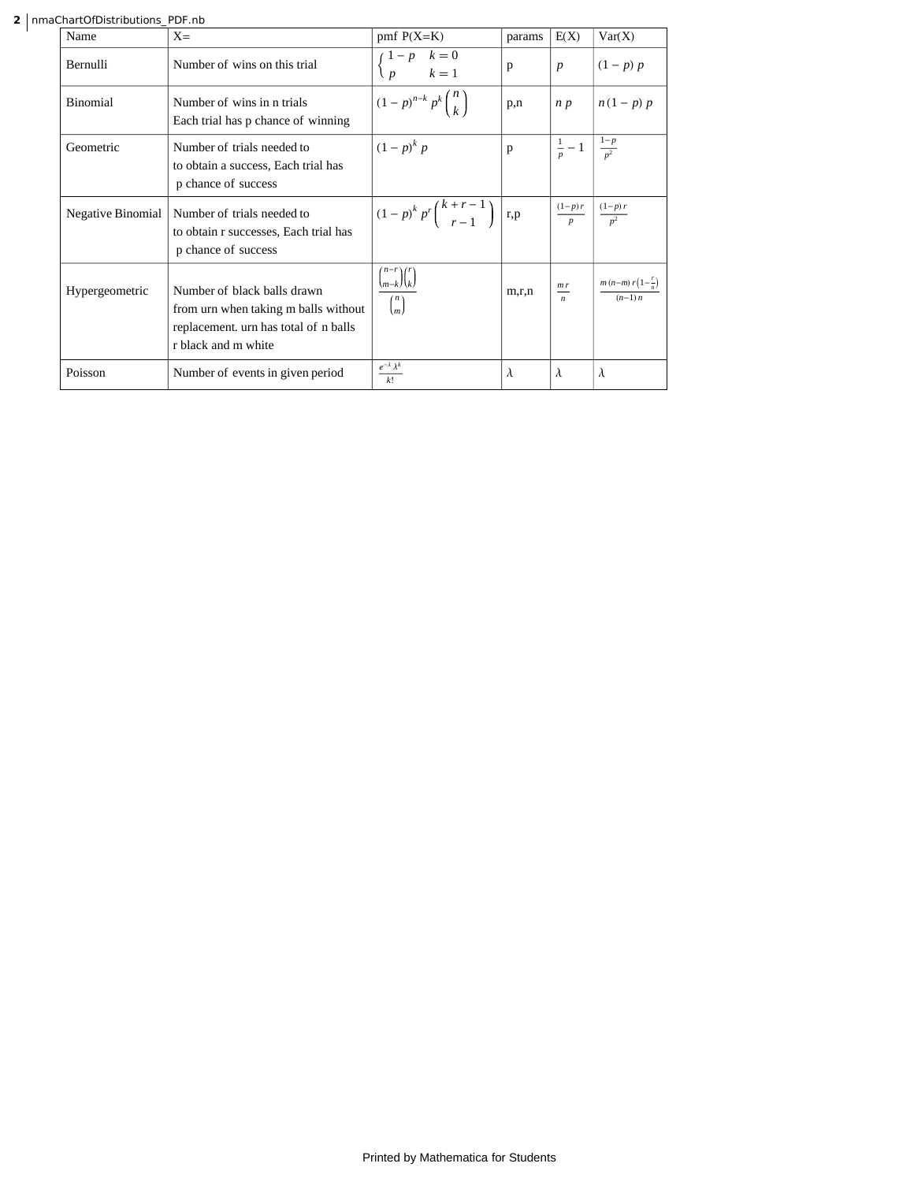| Name | X= | pmf P(X=K) | params | E(X) | Var(X) |
|---|---|---|---|---|---|
| Bernulli | Number of wins on this trial | $\begin{cases} 1-p & k=0 \\ p & k=1 \end{cases}$ | p | $p$ | $(1-p)\,p$ |
| Binomial | Number of wins in n trials<br>Each trial has p chance of winning | $(1-p)^{n-k}\,p^k \binom{n}{k}$ | p,n | $n\,p$ | $n\,(1-p)\,p$ |
| Geometric | Number of trials needed to<br>to obtain a success, Each trial has<br>p chance of success | $(1-p)^k\,p$ | p | $\frac{1}{p}-1$ | $\frac{1-p}{p^2}$ |
| Negative Binomial | Number of trials needed to<br>to obtain r successes, Each trial has<br>p chance of success | $(1-p)^k\,p^r \binom{k+r-1}{r-1}$ | r,p | $\frac{(1-p)\,r}{p}$ | $\frac{(1-p)\,r}{p^2}$ |
| Hypergeometric | Number of black balls drawn<br>from urn when taking m balls without<br>replacement. urn has total of n balls<br>r black and m white | $\frac{\binom{n-r}{m-k}\binom{r}{k}}{\binom{n}{m}}$ | m,r,n | $\frac{m\,r}{n}$ | $\frac{m\,(n-m)\,r\left(1-\frac{r}{n}\right)}{(n-1)\,n}$ |
| Poisson | Number of events in given period | $\frac{e^{-\lambda}\,\lambda^k}{k!}$ | $\lambda$ | $\lambda$ | $\lambda$ |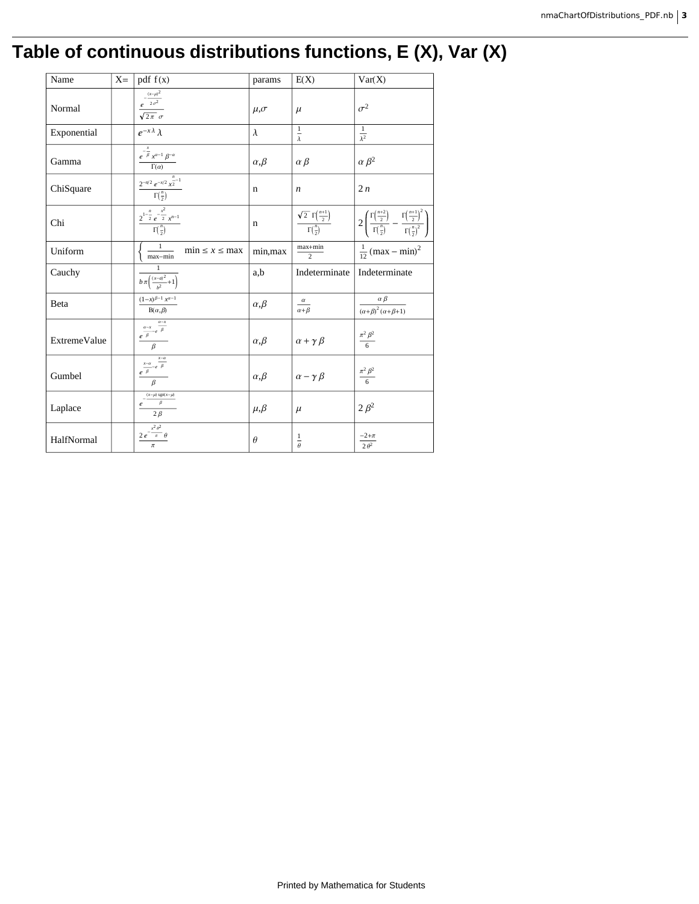# Table of continuous distributions functions, E (X), Var (X)

| Name | X= | pdf f(x) | params | E(X) | Var(X) |
|---|---|---|---|---|---|
| Normal | | $\frac{e^{-\frac{(x-\mu)^2}{2\sigma^2}}}{\sqrt{2\pi}\ \sigma}$ | $\mu$,$\sigma$ | $\mu$ | $\sigma^2$ |
| Exponential | | $e^{-x\lambda}\ \lambda$ | $\lambda$ | $\frac{1}{\lambda}$ | $\frac{1}{\lambda^2}$ |
| Gamma | | $\frac{e^{-\frac{x}{\beta}}\ x^{\alpha-1}\ \beta^{-\alpha}}{\Gamma(\alpha)}$ | $\alpha$,$\beta$ | $\alpha\ \beta$ | $\alpha\ \beta^2$ |
| ChiSquare | | $\frac{2^{-n/2}\ e^{-x/2}\ x^{\frac{n}{2}-1}}{\Gamma\left(\frac{n}{2}\right)}$ | n | $n$ | $2\ n$ |
| Chi | | $\frac{2^{1-\frac{n}{2}}\ e^{-\frac{x^2}{2}}\ x^{n-1}}{\Gamma\left(\frac{n}{2}\right)}$ | n | $\frac{\sqrt{2}\ \Gamma\left(\frac{n+1}{2}\right)}{\Gamma\left(\frac{n}{2}\right)}$ | $2\left(\frac{\Gamma\left(\frac{n+2}{2}\right)}{\Gamma\left(\frac{n}{2}\right)} - \frac{\Gamma\left(\frac{n+1}{2}\right)^2}{\Gamma\left(\frac{n}{2}\right)^2}\right)$ |
| Uniform | | $\begin{cases} \frac{1}{\max-\min} & \min \le x \le \max \end{cases}$ | min,max | $\frac{\max+\min}{2}$ | $\frac{1}{12}(\max-\min)^2$ |
| Cauchy | | $\frac{1}{b\,\pi\left(\frac{(x-a)^2}{b^2}+1\right)}$ | a,b | Indeterminate | Indeterminate |
| Beta | | $\frac{(1-x)^{\beta-1}\ x^{\alpha-1}}{\mathrm{B}(\alpha,\beta)}$ | $\alpha$,$\beta$ | $\frac{\alpha}{\alpha+\beta}$ | $\frac{\alpha\ \beta}{(\alpha+\beta)^2\ (\alpha+\beta+1)}$ |
| ExtremeValue | | $\frac{e^{\frac{\alpha-x}{\beta}-e^{\frac{\alpha-x}{\beta}}}}{\beta}$ | $\alpha$,$\beta$ | $\alpha+\gamma\ \beta$ | $\frac{\pi^2\ \beta^2}{6}$ |
| Gumbel | | $\frac{e^{\frac{x-\alpha}{\beta}-e^{\frac{x-\alpha}{\beta}}}}{\beta}$ | $\alpha$,$\beta$ | $\alpha-\gamma\ \beta$ | $\frac{\pi^2\ \beta^2}{6}$ |
| Laplace | | $\frac{e^{-\frac{(x-\mu)\ \mathrm{sgn}(x-\mu)}{\beta}}}{2\ \beta}$ | $\mu$,$\beta$ | $\mu$ | $2\ \beta^2$ |
| HalfNormal | | $\frac{2\ e^{-\frac{x^2\ \theta^2}{\pi}}\ \theta}{\pi}$ | $\theta$ | $\frac{1}{\theta}$ | $\frac{-2+\pi}{2\ \theta^2}$ |

Printed by Mathematica for Students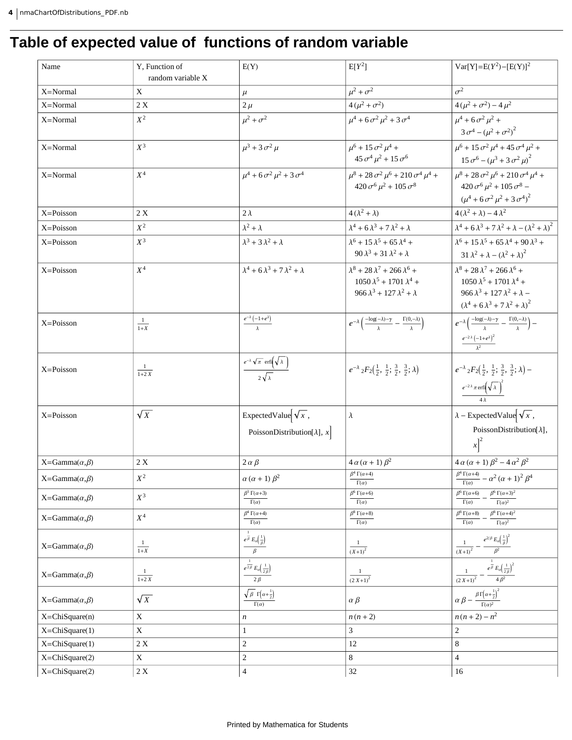# Table of expected value of functions of random variable

| Name | Y, Function of random variable X | E(Y) | E[$Y^2$] | Var[Y]=E($Y^2$)−[E(Y)]$^2$ |
|---|---|---|---|---|
| X=Normal | X | $\mu$ | $\mu^2+\sigma^2$ | $\sigma^2$ |
| X=Normal | 2 X | $2\mu$ | $4(\mu^2+\sigma^2)$ | $4(\mu^2+\sigma^2)-4\mu^2$ |
| X=Normal | $X^2$ | $\mu^2+\sigma^2$ | $\mu^4+6\sigma^2\mu^2+3\sigma^4$ | $\mu^4+6\sigma^2\mu^2+3\sigma^4-(\mu^2+\sigma^2)^2$ |
| X=Normal | $X^3$ | $\mu^3+3\sigma^2\mu$ | $\mu^6+15\sigma^2\mu^4+45\sigma^4\mu^2+15\sigma^6$ | $\mu^6+15\sigma^2\mu^4+45\sigma^4\mu^2+15\sigma^6-(\mu^3+3\sigma^2\mu)^2$ |
| X=Normal | $X^4$ | $\mu^4+6\sigma^2\mu^2+3\sigma^4$ | $\mu^8+28\sigma^2\mu^6+210\sigma^4\mu^4+420\sigma^6\mu^2+105\sigma^8$ | $\mu^8+28\sigma^2\mu^6+210\sigma^4\mu^4+420\sigma^6\mu^2+105\sigma^8-(\mu^4+6\sigma^2\mu^2+3\sigma^4)^2$ |
| X=Poisson | 2 X | $2\lambda$ | $4(\lambda^2+\lambda)$ | $4(\lambda^2+\lambda)-4\lambda^2$ |
| X=Poisson | $X^2$ | $\lambda^2+\lambda$ | $\lambda^4+6\lambda^3+7\lambda^2+\lambda$ | $\lambda^4+6\lambda^3+7\lambda^2+\lambda-(\lambda^2+\lambda)^2$ |
| X=Poisson | $X^3$ | $\lambda^3+3\lambda^2+\lambda$ | $\lambda^6+15\lambda^5+65\lambda^4+90\lambda^3+31\lambda^2+\lambda$ | $\lambda^6+15\lambda^5+65\lambda^4+90\lambda^3+31\lambda^2+\lambda-(\lambda^2+\lambda)^2$ |
| X=Poisson | $X^4$ | $\lambda^4+6\lambda^3+7\lambda^2+\lambda$ | $\lambda^8+28\lambda^7+266\lambda^6+1050\lambda^5+1701\lambda^4+966\lambda^3+127\lambda^2+\lambda$ | $\lambda^8+28\lambda^7+266\lambda^6+1050\lambda^5+1701\lambda^4+966\lambda^3+127\lambda^2+\lambda-(\lambda^4+6\lambda^3+7\lambda^2+\lambda)^2$ |
| X=Poisson | $\frac{1}{1+X}$ | $\frac{e^{-\lambda}(-1+e^{\lambda})}{\lambda}$ | $e^{-\lambda}\left(\frac{-\log(-\lambda)-\gamma}{\lambda}-\frac{\Gamma(0,-\lambda)}{\lambda}\right)$ | $e^{-\lambda}\left(\frac{-\log(-\lambda)-\gamma}{\lambda}-\frac{\Gamma(0,-\lambda)}{\lambda}\right)-\frac{e^{-2\lambda}(-1+e^{\lambda})^2}{\lambda^2}$ |
| X=Poisson | $\frac{1}{1+2X}$ | $\frac{e^{-\lambda}\sqrt{\pi}\,\text{erfi}\left(\sqrt{\lambda}\right)}{2\sqrt{\lambda}}$ | $e^{-\lambda}\,{}_2F_2\left(\frac{1}{2},\frac{1}{2};\frac{3}{2},\frac{3}{2};\lambda\right)$ | $e^{-\lambda}\,{}_2F_2\left(\frac{1}{2},\frac{1}{2};\frac{3}{2},\frac{3}{2};\lambda\right)-\frac{e^{-2\lambda}\pi\,\text{erfi}\left(\sqrt{\lambda}\right)^2}{4\lambda}$ |
| X=Poisson | $\sqrt{X}$ | ExpectedValue$\left[\sqrt{x}\right.$, PoissonDistribution[$\lambda$], $\left.x\right]$ | $\lambda$ | $\lambda-$ ExpectedValue$\left[\sqrt{x}\right.$, PoissonDistribution[$\lambda$], $\left.x\right]^2$ |
| X=Gamma($\alpha$,$\beta$) | 2 X | $2\alpha\beta$ | $4\alpha(\alpha+1)\beta^2$ | $4\alpha(\alpha+1)\beta^2-4\alpha^2\beta^2$ |
| X=Gamma($\alpha$,$\beta$) | $X^2$ | $\alpha(\alpha+1)\beta^2$ | $\frac{\beta^4\Gamma(\alpha+4)}{\Gamma(\alpha)}$ | $\frac{\beta^4\Gamma(\alpha+4)}{\Gamma(\alpha)}-\alpha^2(\alpha+1)^2\beta^4$ |
| X=Gamma($\alpha$,$\beta$) | $X^3$ | $\frac{\beta^3\Gamma(\alpha+3)}{\Gamma(\alpha)}$ | $\frac{\beta^6\Gamma(\alpha+6)}{\Gamma(\alpha)}$ | $\frac{\beta^6\Gamma(\alpha+6)}{\Gamma(\alpha)}-\frac{\beta^6\Gamma(\alpha+3)^2}{\Gamma(\alpha)^2}$ |
| X=Gamma($\alpha$,$\beta$) | $X^4$ | $\frac{\beta^4\Gamma(\alpha+4)}{\Gamma(\alpha)}$ | $\frac{\beta^8\Gamma(\alpha+8)}{\Gamma(\alpha)}$ | $\frac{\beta^8\Gamma(\alpha+8)}{\Gamma(\alpha)}-\frac{\beta^8\Gamma(\alpha+4)^2}{\Gamma(\alpha)^2}$ |
| X=Gamma($\alpha$,$\beta$) | $\frac{1}{1+X}$ | $\frac{e^{\frac{1}{\beta}}E_\alpha\left(\frac{1}{\beta}\right)}{\beta}$ | $\frac{1}{(X+1)^2}$ | $\frac{1}{(X+1)^2}-\frac{e^{2/\beta}E_\alpha\left(\frac{1}{\beta}\right)^2}{\beta^2}$ |
| X=Gamma($\alpha$,$\beta$) | $\frac{1}{1+2X}$ | $\frac{e^{\frac{1}{2\beta}}E_\alpha\left(\frac{1}{2\beta}\right)}{2\beta}$ | $\frac{1}{(2X+1)^2}$ | $\frac{1}{(2X+1)^2}-\frac{e^{\frac{1}{\beta}}E_\alpha\left(\frac{1}{2\beta}\right)^2}{4\beta^2}$ |
| X=Gamma($\alpha$,$\beta$) | $\sqrt{X}$ | $\frac{\sqrt{\beta}\,\Gamma\left(\alpha+\frac{1}{2}\right)}{\Gamma(\alpha)}$ | $\alpha\beta$ | $\alpha\beta-\frac{\beta\Gamma\left(\alpha+\frac{1}{2}\right)^2}{\Gamma(\alpha)^2}$ |
| X=ChiSquare(n) | X | $n$ | $n(n+2)$ | $n(n+2)-n^2$ |
| X=ChiSquare(1) | X | 1 | 3 | 2 |
| X=ChiSquare(1) | 2 X | 2 | 12 | 8 |
| X=ChiSquare(2) | X | 2 | 8 | 4 |
| X=ChiSquare(2) | 2 X | 4 | 32 | 16 |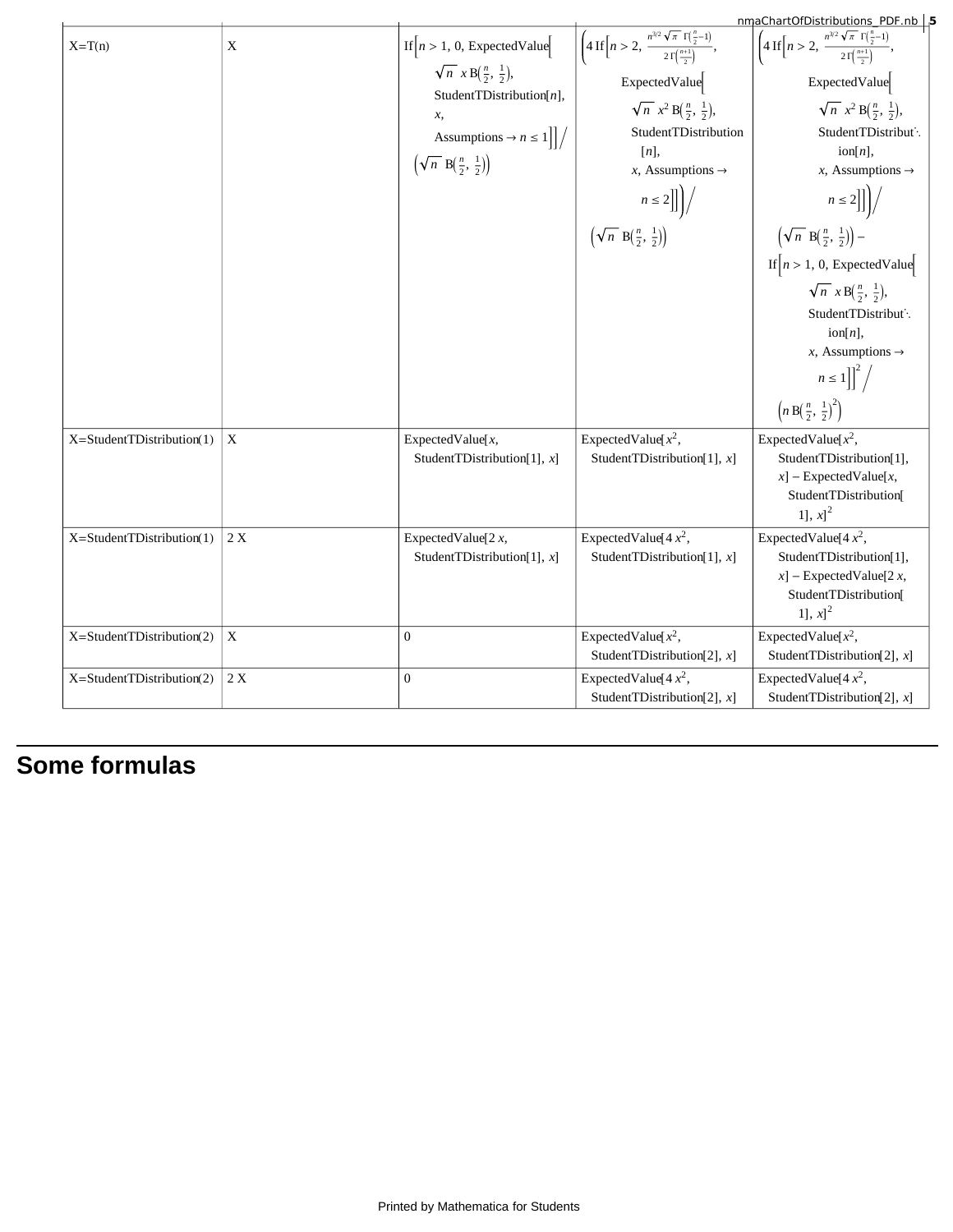| X=T(n) | X | If[$n > 1$, 0, ExpectedValue[$\sqrt{n}\ x\ B\left(\frac{n}{2}, \frac{1}{2}\right)$, StudentTDistribution[$n$], $x$, Assumptions → $n \leq 1$]] / $\left(\sqrt{n}\ B\left(\frac{n}{2}, \frac{1}{2}\right)\right)$ | $\left(4\ \text{If}\left[n > 2, \frac{n^{3/2}\sqrt{\pi}\ \Gamma\left(\frac{n}{2}-1\right)}{2\ \Gamma\left(\frac{n+1}{2}\right)}\right.\right.$, ExpectedValue[$\sqrt{n}\ x^2\ B\left(\frac{n}{2}, \frac{1}{2}\right)$, StudentTDistribution[$n$], $x$, Assumptions → $n \leq 2$]]) / $\left(\sqrt{n}\ B\left(\frac{n}{2}, \frac{1}{2}\right)\right)$ | $\left(4\ \text{If}\left[n > 2, \frac{n^{3/2}\sqrt{\pi}\ \Gamma\left(\frac{n}{2}-1\right)}{2\ \Gamma\left(\frac{n+1}{2}\right)}\right.\right.$, ExpectedValue[$\sqrt{n}\ x^2\ B\left(\frac{n}{2}, \frac{1}{2}\right)$, StudentTDistribution[$n$], $x$, Assumptions → $n \leq 2$]]) / $\left(\sqrt{n}\ B\left(\frac{n}{2}, \frac{1}{2}\right)\right)$ − If[$n > 1$, 0, ExpectedValue[$\sqrt{n}\ x\ B\left(\frac{n}{2}, \frac{1}{2}\right)$, StudentTDistribution[$n$], $x$, Assumptions → $n \leq 1$]]$^2$ / $\left(n\ B\left(\frac{n}{2}, \frac{1}{2}\right)^2\right)$ |
|---|---|---|---|---|
| X=StudentTDistribution(1) | X | ExpectedValue[$x$, StudentTDistribution[1], $x$] | ExpectedValue[$x^2$, StudentTDistribution[1], $x$] | ExpectedValue[$x^2$, StudentTDistribution[1], $x$] − ExpectedValue[$x$, StudentTDistribution[1], $x$]$^2$ |
| X=StudentTDistribution(1) | 2 X | ExpectedValue[$2\ x$, StudentTDistribution[1], $x$] | ExpectedValue[$4\ x^2$, StudentTDistribution[1], $x$] | ExpectedValue[$4\ x^2$, StudentTDistribution[1], $x$] − ExpectedValue[$2\ x$, StudentTDistribution[1], $x$]$^2$ |
| X=StudentTDistribution(2) | X | 0 | ExpectedValue[$x^2$, StudentTDistribution[2], $x$] | ExpectedValue[$x^2$, StudentTDistribution[2], $x$] |
| X=StudentTDistribution(2) | 2 X | 0 | ExpectedValue[$4\ x^2$, StudentTDistribution[2], $x$] | ExpectedValue[$4\ x^2$, StudentTDistribution[2], $x$] |

# Some formulas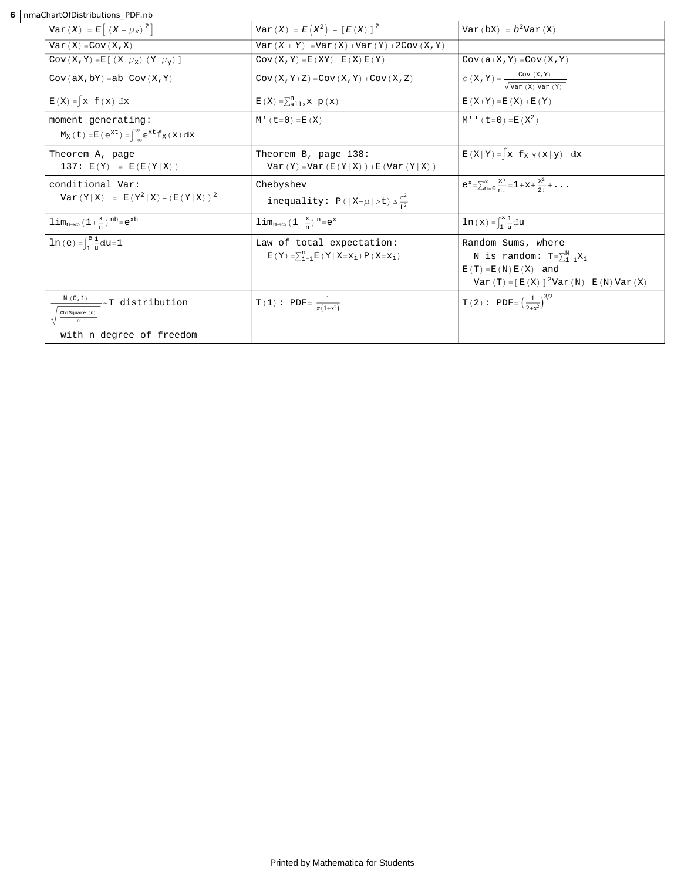| | | |
|---|---|---|
| $Var(X) = E[(X - \mu_x)^2]$ | $Var(X) = E(X^2) - [E(X)]^2$ | $Var(bX) = b^2 Var(X)$ |
| $Var(X) = Cov(X,X)$ | $Var(X + Y) = Var(X) + Var(Y) + 2Cov(X,Y)$ | |
| $Cov(X,Y) = E[(X-\mu_x)(Y-\mu_y)]$ | $Cov(X,Y) = E(XY) - E(X)E(Y)$ | $Cov(a+X,Y) = Cov(X,Y)$ |
| $Cov(aX,bY) = ab\ Cov(X,Y)$ | $Cov(X,Y+Z) = Cov(X,Y) + Cov(X,Z)$ | $\rho(X,Y) = \frac{Cov(X,Y)}{\sqrt{Var(X)\ Var(Y)}}$ |
| $E(X) = \int x\ f(x)\ dx$ | $E(X) = \sum_{all\ x}^{n} x\ p(x)$ | $E(X+Y) = E(X) + E(Y)$ |
| moment generating: $M_X(t) = E(e^{xt}) = \int_{-\infty}^{\infty} e^{xt} f_X(x)\ dx$ | $M'(t=0) = E(X)$ | $M''(t=0) = E(X^2)$ |
| Theorem A, page 137: $E(Y) = E(E(Y\|X))$ | Theorem B, page 138: $Var(Y) = Var(E(Y\|X)) + E(Var(Y\|X))$ | $E(X\|Y) = \int x\ f_{X\|Y}(x\|y)\ dx$ |
| conditional Var: $Var(Y\|X) = E(Y^2\|X) - (E(Y\|X))^2$ | Chebyshev inequality: $P(\|X-\mu\|>t) \leq \frac{\sigma^2}{t^2}$ | $e^x = \sum_{n=0}^{\infty} \frac{x^n}{n!} = 1 + x + \frac{x^2}{2!} + ...$ |
| $\lim_{n\to\infty} (1+\frac{x}{n})^{nb} = e^{xb}$ | $\lim_{n\to\infty} (1+\frac{x}{n})^{n} = e^x$ | $\ln(x) = \int_1^x \frac{1}{u} du$ |
| $\ln(e) = \int_1^e \frac{1}{u} du = 1$ | Law of total expectation: $E(Y) = \sum_{i=1}^{n} E(Y\|X=x_i) P(X=x_i)$ | Random Sums, where N is random: $T = \sum_{i=1}^{N} X_i$; $E(T) = E(N)E(X)$ and $Var(T) = [E(X)]^2 Var(N) + E(N) Var(X)$ |
| $\frac{N(0,1)}{\sqrt{\frac{ChiSquare(n)}{n}}} \sim$ T distribution with n degree of freedom | T(1): $PDF = \frac{1}{\pi(1+x^2)}$ | T(2): $PDF = \left(\frac{1}{2+x^2}\right)^{3/2}$ |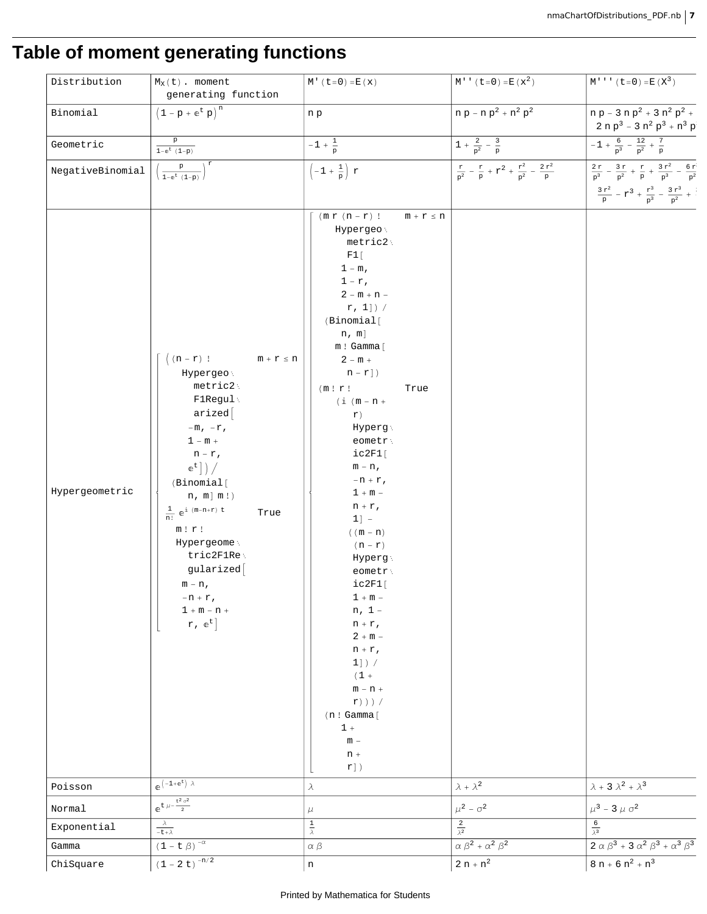# Table of moment generating functions

| Distribution | $M_X(t)$. moment generating function | $M'(t=0)=E(x)$ | $M''(t=0)=E(x^2)$ | $M'''(t=0)=E(X^3)$ |
|---|---|---|---|---|
| Binomial | $(1-p+e^t p)^n$ | $n p$ | $n p - n p^2 + n^2 p^2$ | $n p - 3 n p^2 + 3 n^2 p^2 + 2 n p^3 - 3 n^2 p^3 + n^3 p$ |
| Geometric | $\frac{p}{1-e^t (1-p)}$ | $-1+\frac{1}{p}$ | $1+\frac{2}{p^2}-\frac{3}{p}$ | $-1+\frac{6}{p^3}-\frac{12}{p^2}+\frac{7}{p}$ |
| NegativeBinomial | $\left(\frac{p}{1-e^t (1-p)}\right)^r$ | $\left(-1+\frac{1}{p}\right) r$ | $\frac{r}{p^2}-\frac{r}{p}+r^2+\frac{r^2}{p^2}-\frac{2 r^2}{p}$ | $\frac{2 r}{p^3}-\frac{3 r}{p^2}+\frac{r}{p}+\frac{3 r^2}{p^3}-\frac{6 r^2}{p^2} \ldots \frac{3 r^2}{p}-r^3+\frac{r^3}{p^3}-\frac{3 r^3}{p^2}+\ldots$ |
| Hypergeometric | ((n - r)! Hypergeometric2F1Regularized[-m, -r, 1 - m + n - r, $e^t$]) / (Binomial[n, m] m!) if m + r ≤ n; $\frac{1}{n!} e^{i (m-n+r) t}$ m! r! Hypergeometric2F1Regularized[m - n, -n + r, 1 + m - n + r, $e^t$] True | (m r (n - r)! Hypergeometric2F1[1 - m, 1 - r, 2 - m + n - r, 1]) / (Binomial[n, m] m! Gamma[2 - m + n - r]) if m + r ≤ n; (m! r! (i (m - n + r) Hypergeometric2F1[m - n, -n + r, 1 + m - n + r, 1] - ((m - n) (n - r) Hypergeometric2F1[1 + m - n, 1 - n + r, 2 + m - n + r, 1]) / (1 + m - n + r))) / (n! Gamma[1 + m - n + r]) True | | |
| Poisson | $e^{(-1+e^t) \lambda}$ | $\lambda$ | $\lambda+\lambda^2$ | $\lambda+3 \lambda^2+\lambda^3$ |
| Normal | $e^{t \mu-\frac{t^2 \sigma^2}{2}}$ | $\mu$ | $\mu^2-\sigma^2$ | $\mu^3-3 \mu \sigma^2$ |
| Exponential | $\frac{\lambda}{-t+\lambda}$ | $\frac{1}{\lambda}$ | $\frac{2}{\lambda^2}$ | $\frac{6}{\lambda^3}$ |
| Gamma | $(1-t \beta)^{-\alpha}$ | $\alpha \beta$ | $\alpha \beta^2+\alpha^2 \beta^2$ | $2 \alpha \beta^3+3 \alpha^2 \beta^3+\alpha^3 \beta^3$ |
| ChiSquare | $(1-2 t)^{-n/2}$ | $n$ | $2 n+n^2$ | $8 n+6 n^2+n^3$ |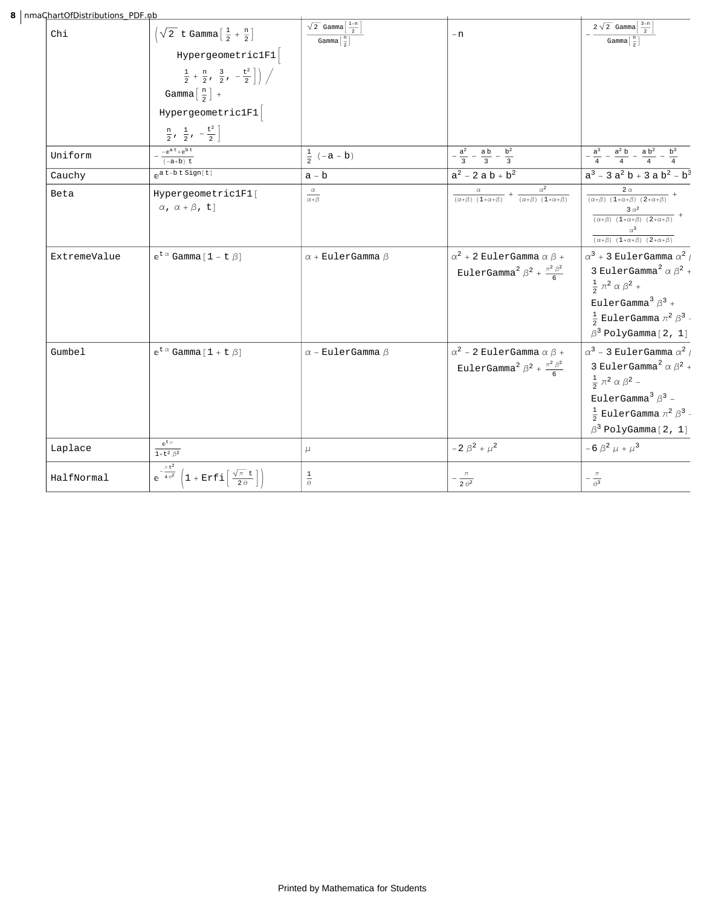| | | | | |
|---|---|---|---|---|
| Chi | $\left(\sqrt{2}\ t\ \text{Gamma}\left[\frac{1}{2}+\frac{n}{2}\right]\ \text{Hypergeometric1F1}\left[\frac{1}{2}+\frac{n}{2},\frac{3}{2},-\frac{t^2}{2}\right]\right)/\text{Gamma}\left[\frac{n}{2}\right]+\text{Hypergeometric1F1}\left[\frac{n}{2},\frac{1}{2},-\frac{t^2}{2}\right]$ | $\frac{\sqrt{2}\ \text{Gamma}\left[\frac{1+n}{2}\right]}{\text{Gamma}\left[\frac{n}{2}\right]}$ | $-n$ | $-\frac{2\sqrt{2}\ \text{Gamma}\left[\frac{3+n}{2}\right]}{\text{Gamma}\left[\frac{n}{2}\right]}$ |
| Uniform | $-\frac{-e^{a t}+e^{b t}}{(-a+b)\ t}$ | $\frac{1}{2}(-a-b)$ | $-\frac{a^2}{3}-\frac{a b}{3}-\frac{b^2}{3}$ | $-\frac{a^3}{4}-\frac{a^2 b}{4}-\frac{a b^2}{4}-\frac{b^3}{4}$ |
| Cauchy | $e^{a t-b t\ \text{Sign}[t]}$ | $a-b$ | $a^2-2 a b+b^2$ | $a^3-3 a^2 b+3 a b^2-b^3$ |
| Beta | $\text{Hypergeometric1F1}[\alpha,\alpha+\beta,t]$ | $\frac{\alpha}{\alpha+\beta}$ | $\frac{\alpha}{(\alpha+\beta)(1+\alpha+\beta)}+\frac{\alpha^2}{(\alpha+\beta)(1+\alpha+\beta)}$ | $\frac{2\alpha}{(\alpha+\beta)(1+\alpha+\beta)(2+\alpha+\beta)}+\frac{3\alpha^2}{(\alpha+\beta)(1+\alpha+\beta)(2+\alpha+\beta)}+\frac{\alpha^3}{(\alpha+\beta)(1+\alpha+\beta)(2+\alpha+\beta)}$ |
| ExtremeValue | $e^{t\alpha}\ \text{Gamma}[1-t\beta]$ | $\alpha+\text{EulerGamma}\ \beta$ | $\alpha^2+2\ \text{EulerGamma}\ \alpha\beta+\text{EulerGamma}^2\beta^2+\frac{\pi^2\beta^2}{6}$ | $\alpha^3+3\ \text{EulerGamma}\ \alpha^2$ ... $3\ \text{EulerGamma}^2\alpha\beta^2+\frac{1}{2}\pi^2\alpha\beta^2+\text{EulerGamma}^3\beta^3+\frac{1}{2}\text{EulerGamma}\ \pi^2\beta^3$ ... $\beta^3\ \text{PolyGamma}[2,1]$ |
| Gumbel | $e^{t\alpha}\ \text{Gamma}[1+t\beta]$ | $\alpha-\text{EulerGamma}\ \beta$ | $\alpha^2-2\ \text{EulerGamma}\ \alpha\beta+\text{EulerGamma}^2\beta^2+\frac{\pi^2\beta^2}{6}$ | $\alpha^3-3\ \text{EulerGamma}\ \alpha^2$ ... $3\ \text{EulerGamma}^2\alpha\beta^2+\frac{1}{2}\pi^2\alpha\beta^2-\text{EulerGamma}^3\beta^3-\frac{1}{2}\text{EulerGamma}\ \pi^2\beta^3$ ... $\beta^3\ \text{PolyGamma}[2,1]$ |
| Laplace | $\frac{e^{t\mu}}{1+t^2\beta^2}$ | $\mu$ | $-2\beta^2+\mu^2$ | $-6\beta^2\mu+\mu^3$ |
| HalfNormal | $e^{-\frac{\pi t^2}{4\theta^2}}\left(1+\text{Erfi}\left[\frac{\sqrt{\pi}\ t}{2\theta}\right]\right)$ | $\frac{1}{\theta}$ | $-\frac{\pi}{2\theta^2}$ | $-\frac{\pi}{\theta^3}$ |

Printed by Mathematica for Students